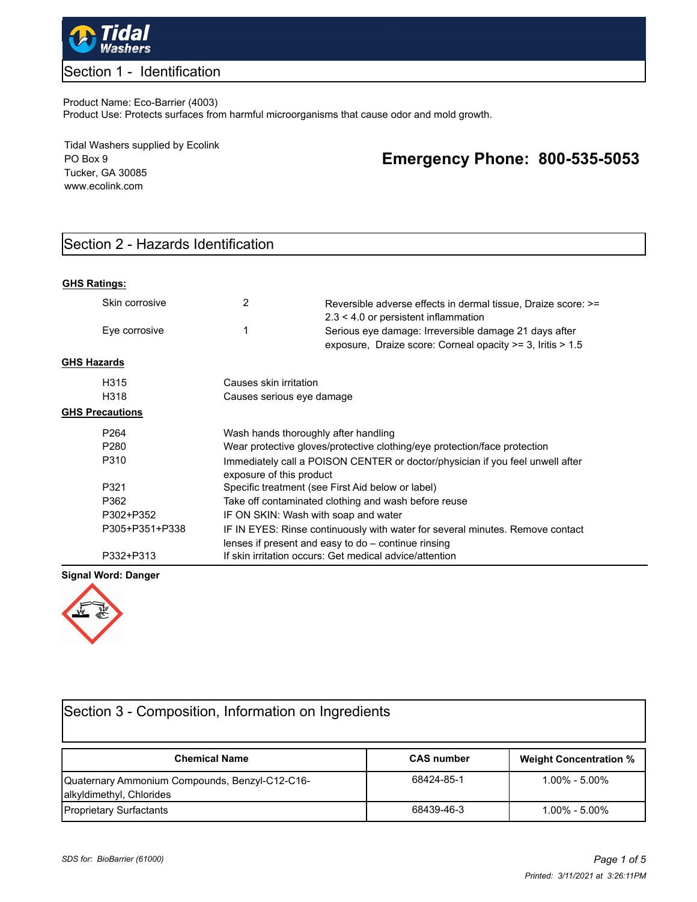# Section 1 - Identification

Product Name: Eco-Barrier (4003)
Product Use: Protects surfaces from harmful microorganisms that cause odor and mold growth.

Tidal Washers supplied by Ecolink
PO Box 9
Tucker, GA 30085
www.ecolink.com

**Emergency Phone: 800-535-5053**

# Section 2 - Hazards Identification

**GHS Ratings:**

| | | |
|---|---|---|
| Skin corrosive | 2 | Reversible adverse effects in dermal tissue, Draize score: >= 2.3 < 4.0 or persistent inflammation |
| Eye corrosive | 1 | Serious eye damage: Irreversible damage 21 days after exposure, Draize score: Corneal opacity >= 3, Iritis > 1.5 |

**GHS Hazards**

| | |
|---|---|
| H315 | Causes skin irritation |
| H318 | Causes serious eye damage |

**GHS Precautions**

| | |
|---|---|
| P264 | Wash hands thoroughly after handling |
| P280 | Wear protective gloves/protective clothing/eye protection/face protection |
| P310 | Immediately call a POISON CENTER or doctor/physician if you feel unwell after exposure of this product |
| P321 | Specific treatment (see First Aid below or label) |
| P362 | Take off contaminated clothing and wash before reuse |
| P302+P352 | IF ON SKIN: Wash with soap and water |
| P305+P351+P338 | IF IN EYES: Rinse continuously with water for several minutes. Remove contact lenses if present and easy to do – continue rinsing |
| P332+P313 | If skin irritation occurs: Get medical advice/attention |

**Signal Word: Danger**

# Section 3 - Composition, Information on Ingredients

| Chemical Name | CAS number | Weight Concentration % |
|---|---|---|
| Quaternary Ammonium Compounds, Benzyl-C12-C16-alkyldimethyl, Chlorides | 68424-85-1 | 1.00% - 5.00% |
| Proprietary Surfactants | 68439-46-3 | 1.00% - 5.00% |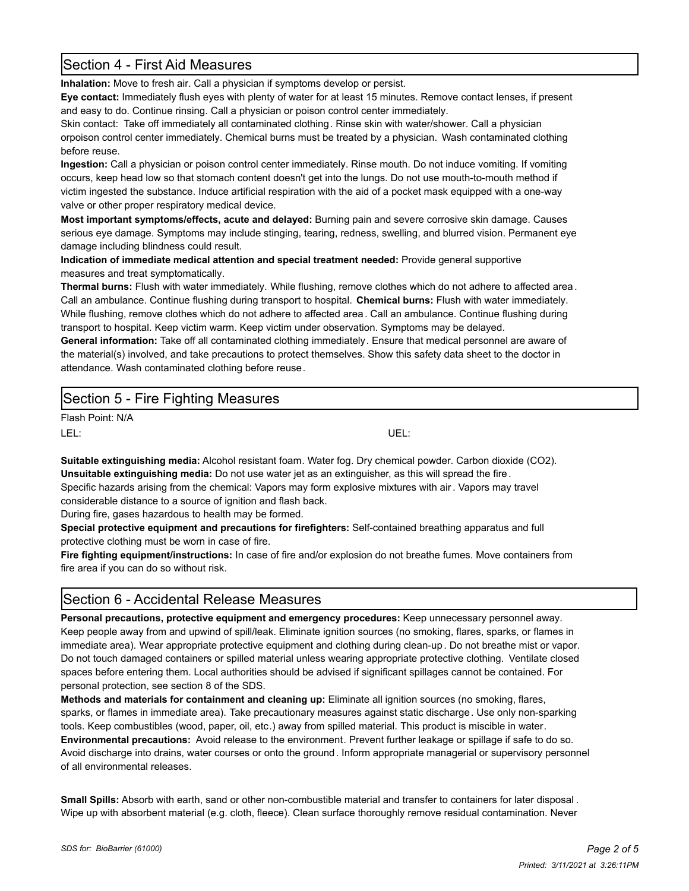## Section 4 - First Aid Measures

**Inhalation:** Move to fresh air. Call a physician if symptoms develop or persist.

**Eye contact:** Immediately flush eyes with plenty of water for at least 15 minutes. Remove contact lenses, if present and easy to do. Continue rinsing. Call a physician or poison control center immediately.

Skin contact: Take off immediately all contaminated clothing. Rinse skin with water/shower. Call a physician orpoison control center immediately. Chemical burns must be treated by a physician. Wash contaminated clothing before reuse.

**Ingestion:** Call a physician or poison control center immediately. Rinse mouth. Do not induce vomiting. If vomiting occurs, keep head low so that stomach content doesn't get into the lungs. Do not use mouth-to-mouth method if victim ingested the substance. Induce artificial respiration with the aid of a pocket mask equipped with a one-way valve or other proper respiratory medical device.

**Most important symptoms/effects, acute and delayed:** Burning pain and severe corrosive skin damage. Causes serious eye damage. Symptoms may include stinging, tearing, redness, swelling, and blurred vision. Permanent eye damage including blindness could result.

**Indication of immediate medical attention and special treatment needed:** Provide general supportive measures and treat symptomatically.

**Thermal burns:** Flush with water immediately. While flushing, remove clothes which do not adhere to affected area. Call an ambulance. Continue flushing during transport to hospital. **Chemical burns:** Flush with water immediately. While flushing, remove clothes which do not adhere to affected area. Call an ambulance. Continue flushing during transport to hospital. Keep victim warm. Keep victim under observation. Symptoms may be delayed.

**General information:** Take off all contaminated clothing immediately. Ensure that medical personnel are aware of the material(s) involved, and take precautions to protect themselves. Show this safety data sheet to the doctor in attendance. Wash contaminated clothing before reuse.

## Section 5 - Fire Fighting Measures

Flash Point: N/A

LEL: UEL:

**Suitable extinguishing media:** Alcohol resistant foam. Water fog. Dry chemical powder. Carbon dioxide ($CO_2$).

**Unsuitable extinguishing media:** Do not use water jet as an extinguisher, as this will spread the fire.

Specific hazards arising from the chemical: Vapors may form explosive mixtures with air. Vapors may travel considerable distance to a source of ignition and flash back.

During fire, gases hazardous to health may be formed.

**Special protective equipment and precautions for firefighters:** Self-contained breathing apparatus and full protective clothing must be worn in case of fire.

**Fire fighting equipment/instructions:** In case of fire and/or explosion do not breathe fumes. Move containers from fire area if you can do so without risk.

## Section 6 - Accidental Release Measures

**Personal precautions, protective equipment and emergency procedures:** Keep unnecessary personnel away. Keep people away from and upwind of spill/leak. Eliminate ignition sources (no smoking, flares, sparks, or flames in immediate area). Wear appropriate protective equipment and clothing during clean-up. Do not breathe mist or vapor. Do not touch damaged containers or spilled material unless wearing appropriate protective clothing. Ventilate closed spaces before entering them. Local authorities should be advised if significant spillages cannot be contained. For personal protection, see section 8 of the SDS.

**Methods and materials for containment and cleaning up:** Eliminate all ignition sources (no smoking, flares, sparks, or flames in immediate area). Take precautionary measures against static discharge. Use only non-sparking tools. Keep combustibles (wood, paper, oil, etc.) away from spilled material. This product is miscible in water.

**Environmental precautions:** Avoid release to the environment. Prevent further leakage or spillage if safe to do so. Avoid discharge into drains, water courses or onto the ground. Inform appropriate managerial or supervisory personnel of all environmental releases.

**Small Spills:** Absorb with earth, sand or other non-combustible material and transfer to containers for later disposal. Wipe up with absorbent material (e.g. cloth, fleece). Clean surface thoroughly remove residual contamination. Never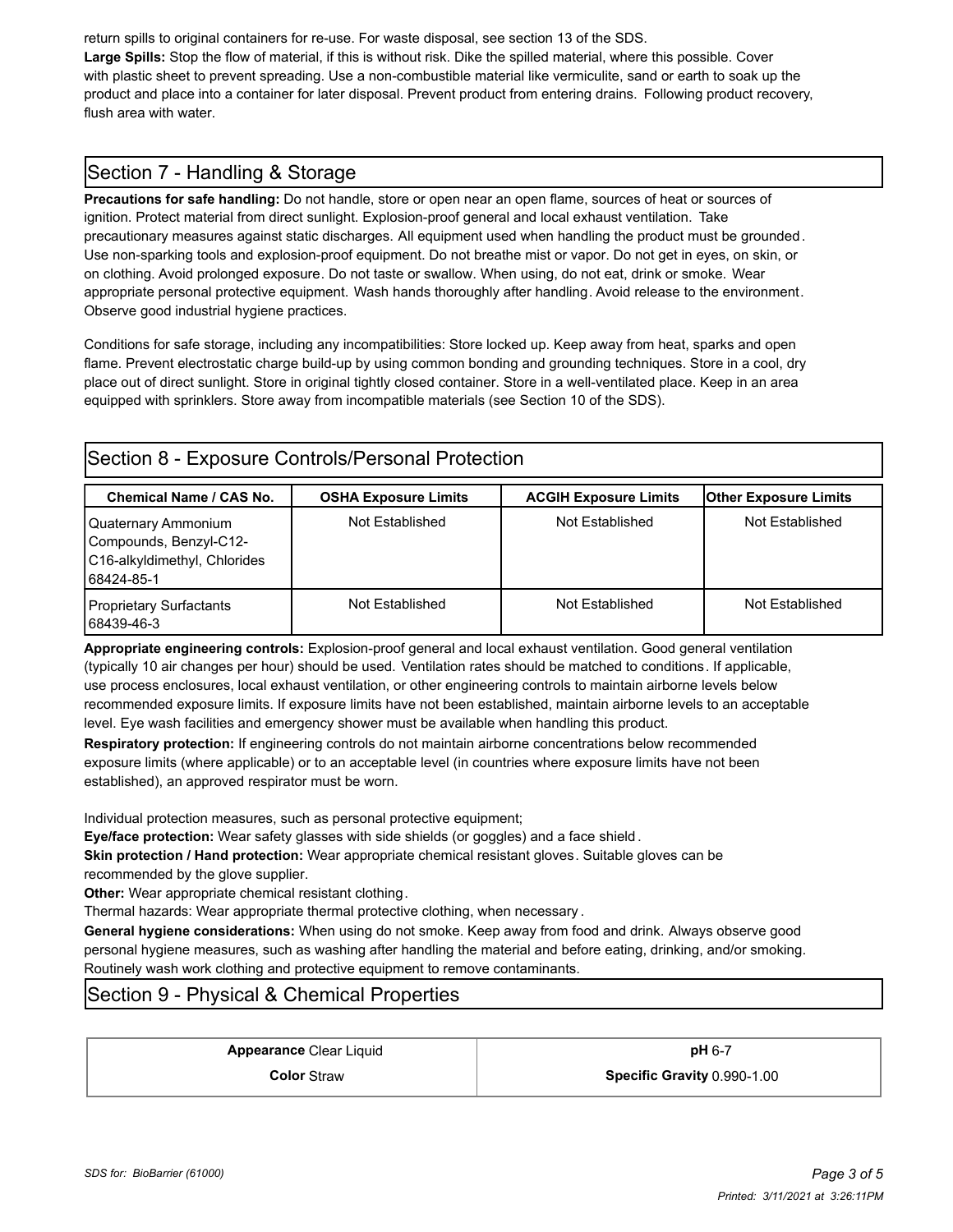return spills to original containers for re-use. For waste disposal, see section 13 of the SDS.

**Large Spills:** Stop the flow of material, if this is without risk. Dike the spilled material, where this possible. Cover with plastic sheet to prevent spreading. Use a non-combustible material like vermiculite, sand or earth to soak up the product and place into a container for later disposal. Prevent product from entering drains. Following product recovery, flush area with water.

## Section 7 - Handling & Storage

**Precautions for safe handling:** Do not handle, store or open near an open flame, sources of heat or sources of ignition. Protect material from direct sunlight. Explosion-proof general and local exhaust ventilation. Take precautionary measures against static discharges. All equipment used when handling the product must be grounded. Use non-sparking tools and explosion-proof equipment. Do not breathe mist or vapor. Do not get in eyes, on skin, or on clothing. Avoid prolonged exposure. Do not taste or swallow. When using, do not eat, drink or smoke. Wear appropriate personal protective equipment. Wash hands thoroughly after handling. Avoid release to the environment. Observe good industrial hygiene practices.

Conditions for safe storage, including any incompatibilities: Store locked up. Keep away from heat, sparks and open flame. Prevent electrostatic charge build-up by using common bonding and grounding techniques. Store in a cool, dry place out of direct sunlight. Store in original tightly closed container. Store in a well-ventilated place. Keep in an area equipped with sprinklers. Store away from incompatible materials (see Section 10 of the SDS).

## Section 8 - Exposure Controls/Personal Protection

| Chemical Name / CAS No. | OSHA Exposure Limits | ACGIH Exposure Limits | Other Exposure Limits |
|---|---|---|---|
| Quaternary Ammonium Compounds, Benzyl-C12-C16-alkyldimethyl, Chlorides 68424-85-1 | Not Established | Not Established | Not Established |
| Proprietary Surfactants 68439-46-3 | Not Established | Not Established | Not Established |

**Appropriate engineering controls:** Explosion-proof general and local exhaust ventilation. Good general ventilation (typically 10 air changes per hour) should be used. Ventilation rates should be matched to conditions. If applicable, use process enclosures, local exhaust ventilation, or other engineering controls to maintain airborne levels below recommended exposure limits. If exposure limits have not been established, maintain airborne levels to an acceptable level. Eye wash facilities and emergency shower must be available when handling this product.

**Respiratory protection:** If engineering controls do not maintain airborne concentrations below recommended exposure limits (where applicable) or to an acceptable level (in countries where exposure limits have not been established), an approved respirator must be worn.

Individual protection measures, such as personal protective equipment;

**Eye/face protection:** Wear safety glasses with side shields (or goggles) and a face shield.

**Skin protection / Hand protection:** Wear appropriate chemical resistant gloves. Suitable gloves can be recommended by the glove supplier.

**Other:** Wear appropriate chemical resistant clothing.

Thermal hazards: Wear appropriate thermal protective clothing, when necessary.

**General hygiene considerations:** When using do not smoke. Keep away from food and drink. Always observe good personal hygiene measures, such as washing after handling the material and before eating, drinking, and/or smoking. Routinely wash work clothing and protective equipment to remove contaminants.

## Section 9 - Physical & Chemical Properties

| | |
|---|---|
| **Appearance** Clear Liquid | **pH** 6-7 |
| **Color** Straw | **Specific Gravity** 0.990-1.00 |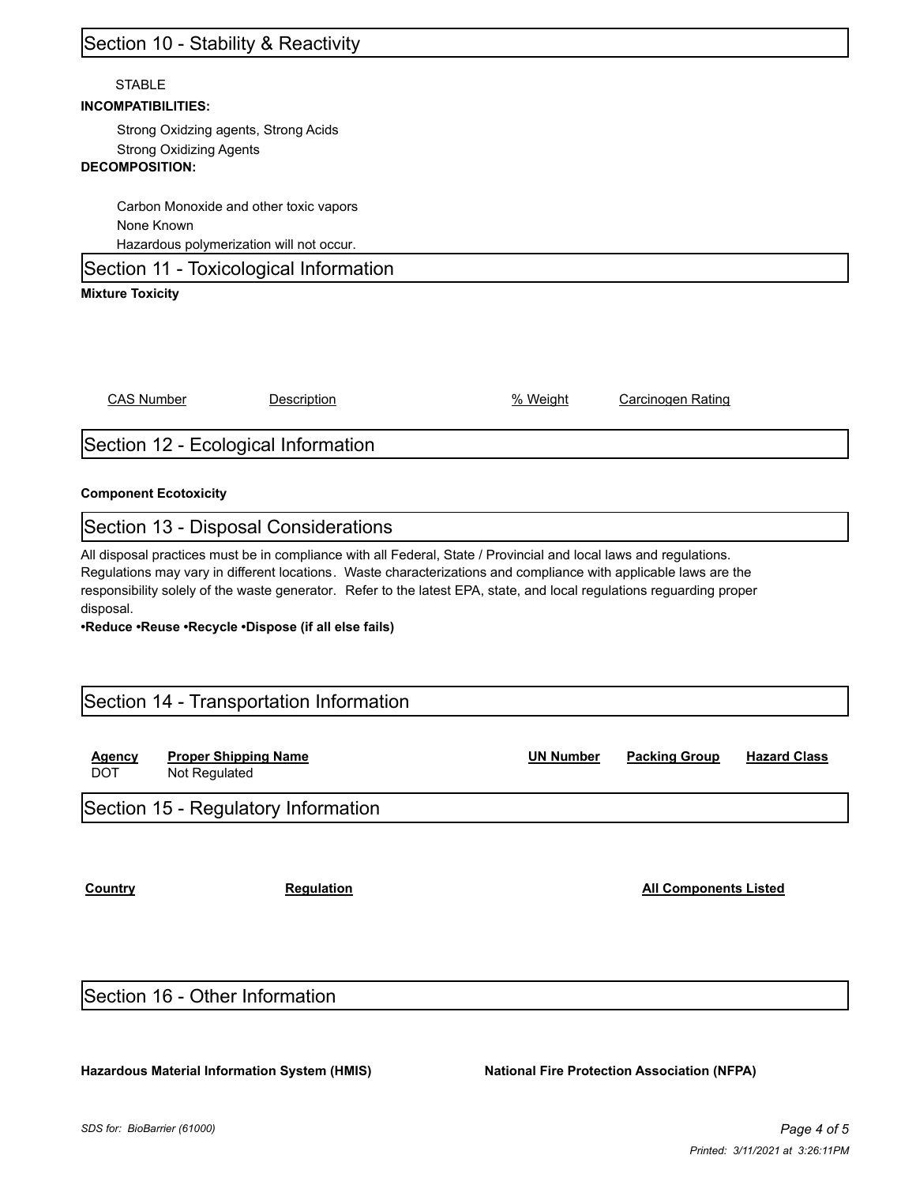## Section 10 - Stability & Reactivity

STABLE

**INCOMPATIBILITIES:**

Strong Oxidzing agents, Strong Acids
Strong Oxidizing Agents

**DECOMPOSITION:**

Carbon Monoxide and other toxic vapors
None Known
Hazardous polymerization will not occur.

## Section 11 - Toxicological Information

**Mixture Toxicity**

| CAS Number | Description | % Weight | Carcinogen Rating |
|---|---|---|---|

## Section 12 - Ecological Information

**Component Ecotoxicity**

## Section 13 - Disposal Considerations

All disposal practices must be in compliance with all Federal, State / Provincial and local laws and regulations. Regulations may vary in different locations. Waste characterizations and compliance with applicable laws are the responsibility solely of the waste generator. Refer to the latest EPA, state, and local regulations reguarding proper disposal.

**•Reduce •Reuse •Recycle •Dispose (if all else fails)**

## Section 14 - Transportation Information

| Agency | Proper Shipping Name | UN Number | Packing Group | Hazard Class |
|---|---|---|---|---|
| DOT | Not Regulated | | | |

## Section 15 - Regulatory Information

| Country | Regulation | All Components Listed |
|---|---|---|

## Section 16 - Other Information

**Hazardous Material Information System (HMIS)**

**National Fire Protection Association (NFPA)**

*SDS for: BioBarrier (61000)*

*Printed: 3/11/2021 at 3:26:11PM*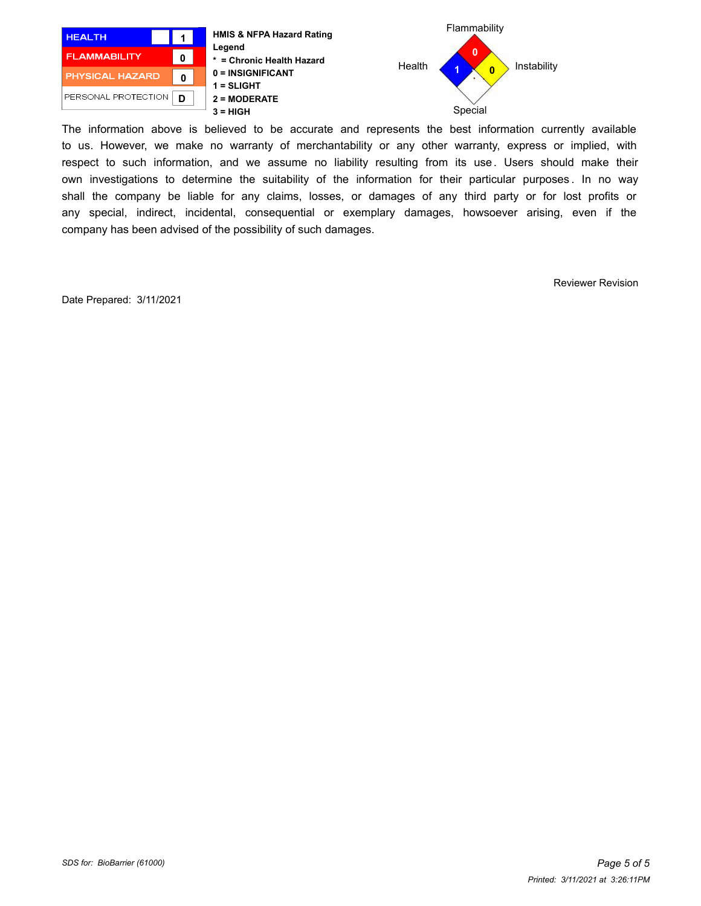| | |
|---|---|
| HEALTH | 1 |
| FLAMMABILITY | 0 |
| PHYSICAL HAZARD | 0 |
| PERSONAL PROTECTION | D |

**HMIS & NFPA Hazard Rating Legend**
**\* = Chronic Health Hazard**
**0 = INSIGNIFICANT**
**1 = SLIGHT**
**2 = MODERATE**
**3 = HIGH**

Flammability
0
Health
1
Instability
0
Special

The information above is believed to be accurate and represents the best information currently available to us. However, we make no warranty of merchantability or any other warranty, express or implied, with respect to such information, and we assume no liability resulting from its use. Users should make their own investigations to determine the suitability of the information for their particular purposes. In no way shall the company be liable for any claims, losses, or damages of any third party or for lost profits or any special, indirect, incidental, consequential or exemplary damages, howsoever arising, even if the company has been advised of the possibility of such damages.

Reviewer Revision

Date Prepared: 3/11/2021

*SDS for: BioBarrier (61000)*

*Printed: 3/11/2021 at 3:26:11PM*